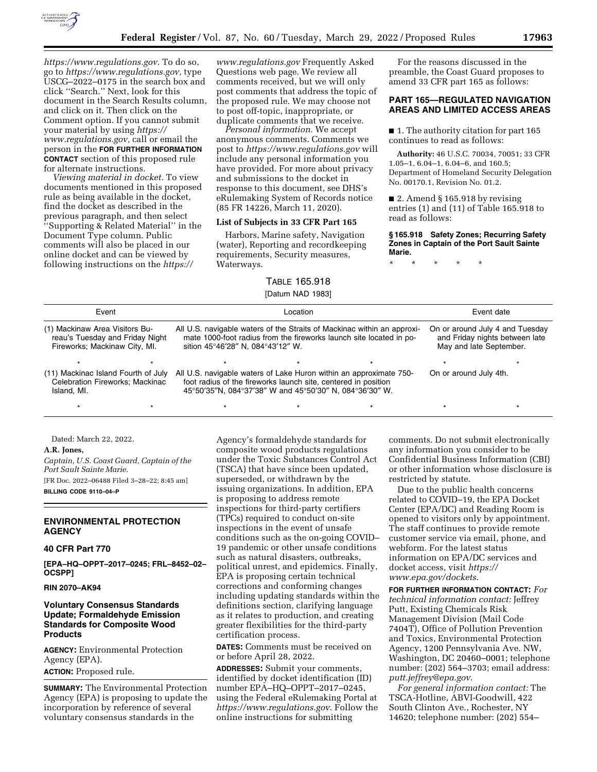*https://www.regulations.gov.* To do so, go to *https://www.regulations.gov,* type USCG–2022–0175 in the search box and click ''Search.'' Next, look for this document in the Search Results column, and click on it. Then click on the Comment option. If you cannot submit your material by using *https://www.regulations.gov,* call or email the person in the **FOR FURTHER INFORMATION CONTACT** section of this proposed rule for alternate instructions.

*Viewing material in docket.* To view documents mentioned in this proposed rule as being available in the docket, find the docket as described in the previous paragraph, and then select ''Supporting & Related Material'' in the Document Type column. Public comments will also be placed in our online docket and can be viewed by following instructions on the *https://www.regulations.gov* Frequently Asked Questions web page. We review all comments received, but we will only post comments that address the topic of the proposed rule. We may choose not to post off-topic, inappropriate, or duplicate comments that we receive.

*Personal information.* We accept anonymous comments. Comments we post to *https://www.regulations.gov* will include any personal information you have provided. For more about privacy and submissions to the docket in response to this document, see DHS's eRulemaking System of Records notice (85 FR 14226, March 11, 2020).

**List of Subjects in 33 CFR Part 165**

Harbors, Marine safety, Navigation (water), Reporting and recordkeeping requirements, Security measures, Waterways.

For the reasons discussed in the preamble, the Coast Guard proposes to amend 33 CFR part 165 as follows:

**PART 165—REGULATED NAVIGATION AREAS AND LIMITED ACCESS AREAS**

■ 1. The authority citation for part 165 continues to read as follows:

**Authority:** 46 U.S.C. 70034, 70051; 33 CFR 1.05–1, 6.04–1, 6.04–6, and 160.5; Department of Homeland Security Delegation No. 00170.1, Revision No. 01.2.

■ 2. Amend § 165.918 by revising entries (1) and (11) of Table 165.918 to read as follows:

**§ 165.918 Safety Zones; Recurring Safety Zones in Captain of the Port Sault Sainte Marie.**

\* \* \* \* \*

TABLE 165.918

[Datum NAD 1983]

| Event | Location | Event date |
|---|---|---|
| (1) Mackinaw Area Visitors Bureau's Tuesday and Friday Night Fireworks; Mackinaw City, MI. | All U.S. navigable waters of the Straits of Mackinac within an approximate 1000-foot radius from the fireworks launch site located in position 45°46′28″ N, 084°43′12″ W. | On or around July 4 and Tuesday and Friday nights between late May and late September. |
| \* \* | \* \* \* | \* \* |
| (11) Mackinac Island Fourth of July Celebration Fireworks; Mackinac Island, MI. | All U.S. navigable waters of Lake Huron within an approximate 750-foot radius of the fireworks launch site, centered in position 45°50′35″N, 084°37′38″ W and 45°50′30″ N, 084°36′30″ W. | On or around July 4th. |
| \* \* | \* \* \* | \* \* |

Dated: March 22, 2022.

**A.R. Jones,**

*Captain, U.S. Coast Guard, Captain of the Port Sault Sainte Marie.*

[FR Doc. 2022–06488 Filed 3–28–22; 8:45 am]

**BILLING CODE 9110–04–P**

## ENVIRONMENTAL PROTECTION AGENCY

### 40 CFR Part 770

**[EPA–HQ–OPPT–2017–0245; FRL–8452–02–OCSPP]**

**RIN 2070–AK94**

### Voluntary Consensus Standards Update; Formaldehyde Emission Standards for Composite Wood Products

**AGENCY:** Environmental Protection Agency (EPA).

**ACTION:** Proposed rule.

**SUMMARY:** The Environmental Protection Agency (EPA) is proposing to update the incorporation by reference of several voluntary consensus standards in the Agency's formaldehyde standards for composite wood products regulations under the Toxic Substances Control Act (TSCA) that have since been updated, superseded, or withdrawn by the issuing organizations. In addition, EPA is proposing to address remote inspections for third-party certifiers (TPCs) required to conduct on-site inspections in the event of unsafe conditions such as the on-going COVID–19 pandemic or other unsafe conditions such as natural disasters, outbreaks, political unrest, and epidemics. Finally, EPA is proposing certain technical corrections and conforming changes including updating standards within the definitions section, clarifying language as it relates to production, and creating greater flexibilities for the third-party certification process.

**DATES:** Comments must be received on or before April 28, 2022.

**ADDRESSES:** Submit your comments, identified by docket identification (ID) number EPA–HQ–OPPT–2017–0245, using the Federal eRulemaking Portal at *https://www.regulations.gov*. Follow the online instructions for submitting comments. Do not submit electronically any information you consider to be Confidential Business Information (CBI) or other information whose disclosure is restricted by statute.

Due to the public health concerns related to COVID–19, the EPA Docket Center (EPA/DC) and Reading Room is opened to visitors only by appointment. The staff continues to provide remote customer service via email, phone, and webform. For the latest status information on EPA/DC services and docket access, visit *https://www.epa.gov/dockets*.

**FOR FURTHER INFORMATION CONTACT:** *For technical information contact:* Jeffrey Putt, Existing Chemicals Risk Management Division (Mail Code 7404T), Office of Pollution Prevention and Toxics, Environmental Protection Agency, 1200 Pennsylvania Ave. NW, Washington, DC 20460–0001; telephone number: (202) 564–3703; email address: *putt.jeffrey@epa.gov*.

*For general information contact:* The TSCA-Hotline, ABVI-Goodwill, 422 South Clinton Ave., Rochester, NY 14620; telephone number: (202) 554–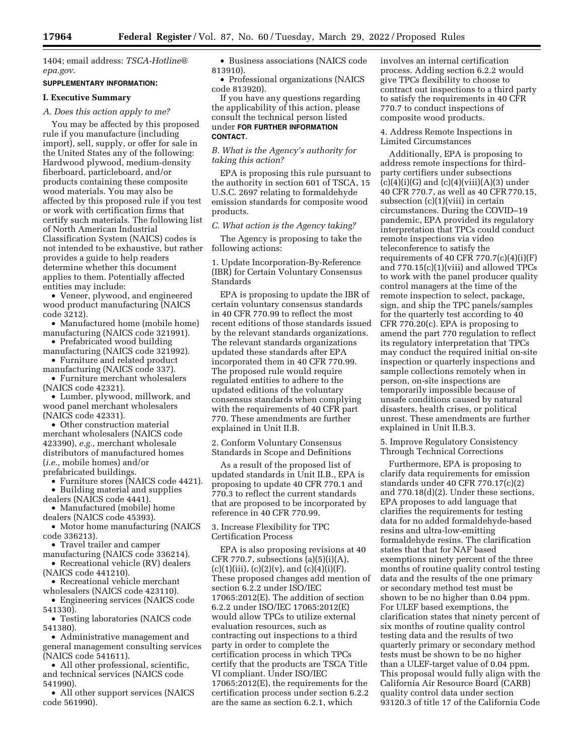1404; email address: *TSCA-Hotline@epa.gov*.

**SUPPLEMENTARY INFORMATION:**

## I. Executive Summary

### *A. Does this action apply to me?*

You may be affected by this proposed rule if you manufacture (including import), sell, supply, or offer for sale in the United States any of the following: Hardwood plywood, medium-density fiberboard, particleboard, and/or products containing these composite wood materials. You may also be affected by this proposed rule if you test or work with certification firms that certify such materials. The following list of North American Industrial Classification System (NAICS) codes is not intended to be exhaustive, but rather provides a guide to help readers determine whether this document applies to them. Potentially affected entities may include:

- Veneer, plywood, and engineered wood product manufacturing (NAICS code 3212).
- Manufactured home (mobile home) manufacturing (NAICS code 321991).
- Prefabricated wood building manufacturing (NAICS code 321992).
- Furniture and related product manufacturing (NAICS code 337).
- Furniture merchant wholesalers (NAICS code 42321).
- Lumber, plywood, millwork, and wood panel merchant wholesalers (NAICS code 42331).
- Other construction material merchant wholesalers (NAICS code 423390), *e.g.,* merchant wholesale distributors of manufactured homes (*i.e.,* mobile homes) and/or prefabricated buildings.
- Furniture stores (NAICS code 4421).
- Building material and supplies dealers (NAICS code 4441).
- Manufactured (mobile) home dealers (NAICS code 45393).
- Motor home manufacturing (NAICS code 336213).
- Travel trailer and camper manufacturing (NAICS code 336214).
- Recreational vehicle (RV) dealers (NAICS code 441210).
- Recreational vehicle merchant wholesalers (NAICS code 423110).
- Engineering services (NAICS code 541330).
- Testing laboratories (NAICS code 541380).
- Administrative management and general management consulting services (NAICS code 541611).
- All other professional, scientific, and technical services (NAICS code 541990).
- All other support services (NAICS code 561990).
- Business associations (NAICS code 813910).
- Professional organizations (NAICS code 813920).

If you have any questions regarding the applicability of this action, please consult the technical person listed under **FOR FURTHER INFORMATION CONTACT**.

### *B. What is the Agency's authority for taking this action?*

EPA is proposing this rule pursuant to the authority in section 601 of TSCA, 15 U.S.C. 2697 relating to formaldehyde emission standards for composite wood products.

### *C. What action is the Agency taking?*

The Agency is proposing to take the following actions:

1. Update Incorporation-By-Reference (IBR) for Certain Voluntary Consensus Standards

EPA is proposing to update the IBR of certain voluntary consensus standards in 40 CFR 770.99 to reflect the most recent editions of those standards issued by the relevant standards organizations. The relevant standards organizations updated these standards after EPA incorporated them in 40 CFR 770.99. The proposed rule would require regulated entities to adhere to the updated editions of the voluntary consensus standards when complying with the requirements of 40 CFR part 770. These amendments are further explained in Unit II.B.

2. Conform Voluntary Consensus Standards in Scope and Definitions

As a result of the proposed list of updated standards in Unit II.B., EPA is proposing to update 40 CFR 770.1 and 770.3 to reflect the current standards that are proposed to be incorporated by reference in 40 CFR 770.99.

3. Increase Flexibility for TPC Certification Process

EPA is also proposing revisions at 40 CFR 770.7, subsections (a)(5)(i)(A), (c)(1)(iii), (c)(2)(v), and (c)(4)(i)(F). These proposed changes add mention of section 6.2.2 under ISO/IEC 17065:2012(E). The addition of section 6.2.2 under ISO/IEC 17065:2012(E) would allow TPCs to utilize external evaluation resources, such as contracting out inspections to a third party in order to complete the certification process in which TPCs certify that the products are TSCA Title VI compliant. Under ISO/IEC 17065:2012(E), the requirements for the certification process under section 6.2.2 are the same as section 6.2.1, which involves an internal certification process. Adding section 6.2.2 would give TPCs flexibility to choose to contract out inspections to a third party to satisfy the requirements in 40 CFR 770.7 to conduct inspections of composite wood products.

4. Address Remote Inspections in Limited Circumstances

Additionally, EPA is proposing to address remote inspections for third-party certifiers under subsections (c)(4)(i)(G) and (c)(4)(viii)(A)(3) under 40 CFR 770.7, as well as 40 CFR 770.15, subsection (c)(1)(viii) in certain circumstances. During the COVID–19 pandemic, EPA provided its regulatory interpretation that TPCs could conduct remote inspections via video teleconference to satisfy the requirements of 40 CFR 770.7(c)(4)(i)(F) and 770.15(c)(1)(viii) and allowed TPCs to work with the panel producer quality control managers at the time of the remote inspection to select, package, sign, and ship the TPC panels/samples for the quarterly test according to 40 CFR 770.20(c). EPA is proposing to amend the part 770 regulation to reflect its regulatory interpretation that TPCs may conduct the required initial on-site inspection or quarterly inspections and sample collections remotely when in person, on-site inspections are temporarily impossible because of unsafe conditions caused by natural disasters, health crises, or political unrest. These amendments are further explained in Unit II.B.3.

5. Improve Regulatory Consistency Through Technical Corrections

Furthermore, EPA is proposing to clarify data requirements for emission standards under 40 CFR 770.17(c)(2) and 770.18(d)(2). Under these sections, EPA proposes to add language that clarifies the requirements for testing data for no added formaldehyde-based resins and ultra-low-emitting formaldehyde resins. The clarification states that that for NAF based exemptions ninety percent of the three months of routine quality control testing data and the results of the one primary or secondary method test must be shown to be no higher than 0.04 ppm. For ULEF based exemptions, the clarification states that ninety percent of six months of routine quality control testing data and the results of two quarterly primary or secondary method tests must be shown to be no higher than a ULEF-target value of 0.04 ppm. This proposal would fully align with the California Air Resource Board (CARB) quality control data under section 93120.3 of title 17 of the California Code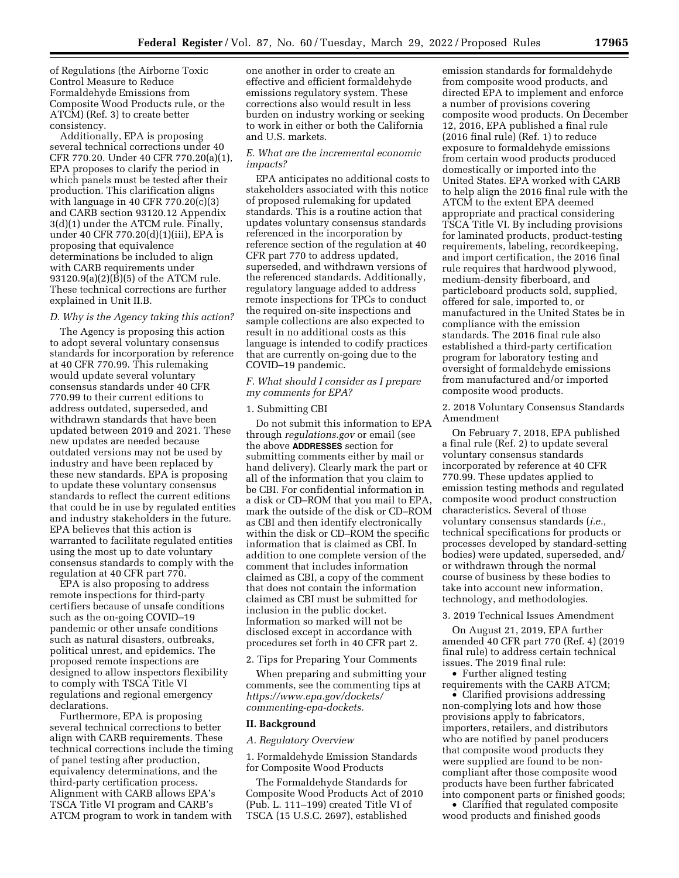of Regulations (the Airborne Toxic Control Measure to Reduce Formaldehyde Emissions from Composite Wood Products rule, or the ATCM) (Ref. 3) to create better consistency.

Additionally, EPA is proposing several technical corrections under 40 CFR 770.20. Under 40 CFR 770.20(a)(1), EPA proposes to clarify the period in which panels must be tested after their production. This clarification aligns with language in 40 CFR 770.20(c)(3) and CARB section 93120.12 Appendix 3(d)(1) under the ATCM rule. Finally, under 40 CFR 770.20(d)(1)(iii), EPA is proposing that equivalence determinations be included to align with CARB requirements under 93120.9(a)(2)(B)(5) of the ATCM rule. These technical corrections are further explained in Unit II.B.

### D. Why is the Agency taking this action?

The Agency is proposing this action to adopt several voluntary consensus standards for incorporation by reference at 40 CFR 770.99. This rulemaking would update several voluntary consensus standards under 40 CFR 770.99 to their current editions to address outdated, superseded, and withdrawn standards that have been updated between 2019 and 2021. These new updates are needed because outdated versions may not be used by industry and have been replaced by these new standards. EPA is proposing to update these voluntary consensus standards to reflect the current editions that could be in use by regulated entities and industry stakeholders in the future. EPA believes that this action is warranted to facilitate regulated entities using the most up to date voluntary consensus standards to comply with the regulation at 40 CFR part 770.

EPA is also proposing to address remote inspections for third-party certifiers because of unsafe conditions such as the on-going COVID–19 pandemic or other unsafe conditions such as natural disasters, outbreaks, political unrest, and epidemics. The proposed remote inspections are designed to allow inspectors flexibility to comply with TSCA Title VI regulations and regional emergency declarations.

Furthermore, EPA is proposing several technical corrections to better align with CARB requirements. These technical corrections include the timing of panel testing after production, equivalency determinations, and the third-party certification process. Alignment with CARB allows EPA's TSCA Title VI program and CARB's ATCM program to work in tandem with one another in order to create an effective and efficient formaldehyde emissions regulatory system. These corrections also would result in less burden on industry working or seeking to work in either or both the California and U.S. markets.

### E. What are the incremental economic impacts?

EPA anticipates no additional costs to stakeholders associated with this notice of proposed rulemaking for updated standards. This is a routine action that updates voluntary consensus standards referenced in the incorporation by reference section of the regulation at 40 CFR part 770 to address updated, superseded, and withdrawn versions of the referenced standards. Additionally, regulatory language added to address remote inspections for TPCs to conduct the required on-site inspections and sample collections are also expected to result in no additional costs as this language is intended to codify practices that are currently on-going due to the COVID–19 pandemic.

### F. What should I consider as I prepare my comments for EPA?

1. Submitting CBI

Do not submit this information to EPA through *regulations.gov* or email (see the above **ADDRESSES** section for submitting comments either by mail or hand delivery). Clearly mark the part or all of the information that you claim to be CBI. For confidential information in a disk or CD–ROM that you mail to EPA, mark the outside of the disk or CD–ROM as CBI and then identify electronically within the disk or CD–ROM the specific information that is claimed as CBI. In addition to one complete version of the comment that includes information claimed as CBI, a copy of the comment that does not contain the information claimed as CBI must be submitted for inclusion in the public docket. Information so marked will not be disclosed except in accordance with procedures set forth in 40 CFR part 2.

2. Tips for Preparing Your Comments

When preparing and submitting your comments, see the commenting tips at *https://www.epa.gov/dockets/commenting-epa-dockets.*

## II. Background

### A. Regulatory Overview

1. Formaldehyde Emission Standards for Composite Wood Products

The Formaldehyde Standards for Composite Wood Products Act of 2010 (Pub. L. 111–199) created Title VI of TSCA (15 U.S.C. 2697), established emission standards for formaldehyde from composite wood products, and directed EPA to implement and enforce a number of provisions covering composite wood products. On December 12, 2016, EPA published a final rule (2016 final rule) (Ref. 1) to reduce exposure to formaldehyde emissions from certain wood products produced domestically or imported into the United States. EPA worked with CARB to help align the 2016 final rule with the ATCM to the extent EPA deemed appropriate and practical considering TSCA Title VI. By including provisions for laminated products, product-testing requirements, labeling, recordkeeping, and import certification, the 2016 final rule requires that hardwood plywood, medium-density fiberboard, and particleboard products sold, supplied, offered for sale, imported to, or manufactured in the United States be in compliance with the emission standards. The 2016 final rule also established a third-party certification program for laboratory testing and oversight of formaldehyde emissions from manufactured and/or imported composite wood products.

2. 2018 Voluntary Consensus Standards Amendment

On February 7, 2018, EPA published a final rule (Ref. 2) to update several voluntary consensus standards incorporated by reference at 40 CFR 770.99. These updates applied to emission testing methods and regulated composite wood product construction characteristics. Several of those voluntary consensus standards (*i.e.,* technical specifications for products or processes developed by standard-setting bodies) were updated, superseded, and/or withdrawn through the normal course of business by these bodies to take into account new information, technology, and methodologies.

3. 2019 Technical Issues Amendment

On August 21, 2019, EPA further amended 40 CFR part 770 (Ref. 4) (2019 final rule) to address certain technical issues. The 2019 final rule:

- Further aligned testing requirements with the CARB ATCM;
- Clarified provisions addressing non-complying lots and how those provisions apply to fabricators, importers, retailers, and distributors who are notified by panel producers that composite wood products they were supplied are found to be non-compliant after those composite wood products have been further fabricated into component parts or finished goods;
- Clarified that regulated composite wood products and finished goods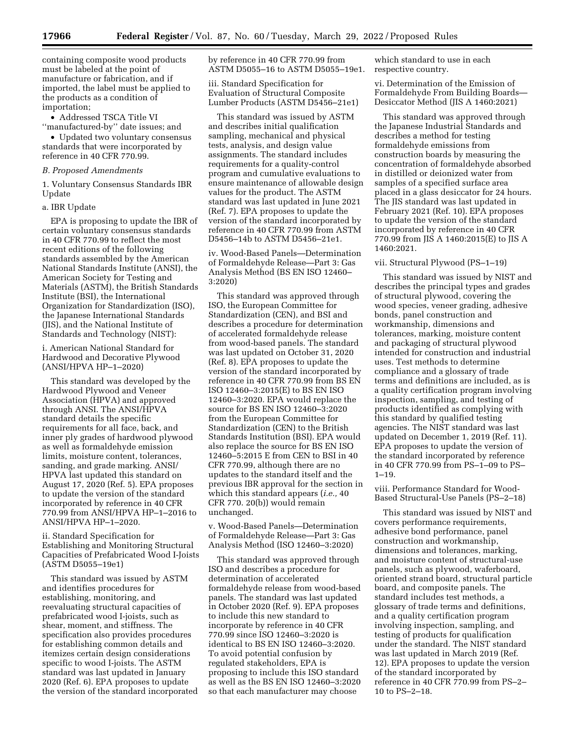containing composite wood products must be labeled at the point of manufacture or fabrication, and if imported, the label must be applied to the products as a condition of importation;

- Addressed TSCA Title VI ''manufactured-by'' date issues; and
- Updated two voluntary consensus standards that were incorporated by reference in 40 CFR 770.99.

### *B. Proposed Amendments*

1. Voluntary Consensus Standards IBR Update

a. IBR Update

EPA is proposing to update the IBR of certain voluntary consensus standards in 40 CFR 770.99 to reflect the most recent editions of the following standards assembled by the American National Standards Institute (ANSI), the American Society for Testing and Materials (ASTM), the British Standards Institute (BSI), the International Organization for Standardization (ISO), the Japanese International Standards (JIS), and the National Institute of Standards and Technology (NIST):

i. American National Standard for Hardwood and Decorative Plywood (ANSI/HPVA HP–1–2020)

This standard was developed by the Hardwood Plywood and Veneer Association (HPVA) and approved through ANSI. The ANSI/HPVA standard details the specific requirements for all face, back, and inner ply grades of hardwood plywood as well as formaldehyde emission limits, moisture content, tolerances, sanding, and grade marking. ANSI/HPVA last updated this standard on August 17, 2020 (Ref. 5). EPA proposes to update the version of the standard incorporated by reference in 40 CFR 770.99 from ANSI/HPVA HP–1–2016 to ANSI/HPVA HP–1–2020.

ii. Standard Specification for Establishing and Monitoring Structural Capacities of Prefabricated Wood I-Joists (ASTM D5055–19e1)

This standard was issued by ASTM and identifies procedures for establishing, monitoring, and reevaluating structural capacities of prefabricated wood I-joists, such as shear, moment, and stiffness. The specification also provides procedures for establishing common details and itemizes certain design considerations specific to wood I-joists. The ASTM standard was last updated in January 2020 (Ref. 6). EPA proposes to update the version of the standard incorporated by reference in 40 CFR 770.99 from ASTM D5055–16 to ASTM D5055–19e1.

iii. Standard Specification for Evaluation of Structural Composite Lumber Products (ASTM D5456–21e1)

This standard was issued by ASTM and describes initial qualification sampling, mechanical and physical tests, analysis, and design value assignments. The standard includes requirements for a quality-control program and cumulative evaluations to ensure maintenance of allowable design values for the product. The ASTM standard was last updated in June 2021 (Ref. 7). EPA proposes to update the version of the standard incorporated by reference in 40 CFR 770.99 from ASTM D5456–14b to ASTM D5456–21e1.

iv. Wood-Based Panels—Determination of Formaldehyde Release—Part 3: Gas Analysis Method (BS EN ISO 12460–3:2020)

This standard was approved through ISO, the European Committee for Standardization (CEN), and BSI and describes a procedure for determination of accelerated formaldehyde release from wood-based panels. The standard was last updated on October 31, 2020 (Ref. 8). EPA proposes to update the version of the standard incorporated by reference in 40 CFR 770.99 from BS EN ISO 12460–3:2015(E) to BS EN ISO 12460–3:2020. EPA would replace the source for BS EN ISO 12460–3:2020 from the European Committee for Standardization (CEN) to the British Standards Institution (BSI). EPA would also replace the source for BS EN ISO 12460–5:2015 E from CEN to BSI in 40 CFR 770.99, although there are no updates to the standard itself and the previous IBR approval for the section in which this standard appears (*i.e.,* 40 CFR 770. 20(b)) would remain unchanged.

v. Wood-Based Panels—Determination of Formaldehyde Release—Part 3: Gas Analysis Method (ISO 12460–3:2020)

This standard was approved through ISO and describes a procedure for determination of accelerated formaldehyde release from wood-based panels. The standard was last updated in October 2020 (Ref. 9). EPA proposes to include this new standard to incorporate by reference in 40 CFR 770.99 since ISO 12460–3:2020 is identical to BS EN ISO 12460–3:2020. To avoid potential confusion by regulated stakeholders, EPA is proposing to include this ISO standard as well as the BS EN ISO 12460–3:2020 so that each manufacturer may choose which standard to use in each respective country.

vi. Determination of the Emission of Formaldehyde From Building Boards—Desiccator Method (JIS A 1460:2021)

This standard was approved through the Japanese Industrial Standards and describes a method for testing formaldehyde emissions from construction boards by measuring the concentration of formaldehyde absorbed in distilled or deionized water from samples of a specified surface area placed in a glass desiccator for 24 hours. The JIS standard was last updated in February 2021 (Ref. 10). EPA proposes to update the version of the standard incorporated by reference in 40 CFR 770.99 from JIS A 1460:2015(E) to JIS A 1460:2021.

vii. Structural Plywood (PS–1–19)

This standard was issued by NIST and describes the principal types and grades of structural plywood, covering the wood species, veneer grading, adhesive bonds, panel construction and workmanship, dimensions and tolerances, marking, moisture content and packaging of structural plywood intended for construction and industrial uses. Test methods to determine compliance and a glossary of trade terms and definitions are included, as is a quality certification program involving inspection, sampling, and testing of products identified as complying with this standard by qualified testing agencies. The NIST standard was last updated on December 1, 2019 (Ref. 11). EPA proposes to update the version of the standard incorporated by reference in 40 CFR 770.99 from PS–1–09 to PS–1–19.

viii. Performance Standard for Wood-Based Structural-Use Panels (PS–2–18)

This standard was issued by NIST and covers performance requirements, adhesive bond performance, panel construction and workmanship, dimensions and tolerances, marking, and moisture content of structural-use panels, such as plywood, waferboard, oriented strand board, structural particle board, and composite panels. The standard includes test methods, a glossary of trade terms and definitions, and a quality certification program involving inspection, sampling, and testing of products for qualification under the standard. The NIST standard was last updated in March 2019 (Ref. 12). EPA proposes to update the version of the standard incorporated by reference in 40 CFR 770.99 from PS–2–10 to PS–2–18.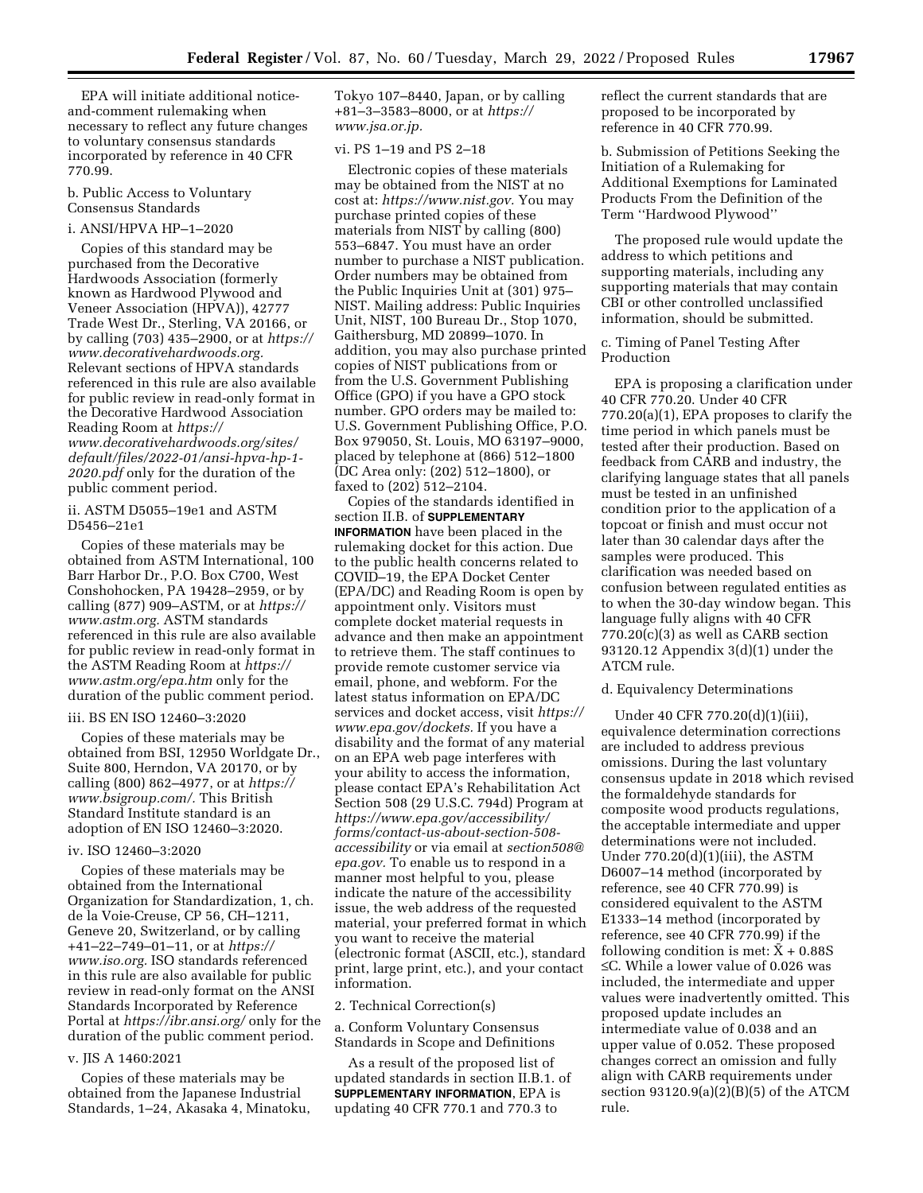EPA will initiate additional notice-and-comment rulemaking when necessary to reflect any future changes to voluntary consensus standards incorporated by reference in 40 CFR 770.99.

b. Public Access to Voluntary Consensus Standards

i. ANSI/HPVA HP–1–2020

Copies of this standard may be purchased from the Decorative Hardwoods Association (formerly known as Hardwood Plywood and Veneer Association (HPVA)), 42777 Trade West Dr., Sterling, VA 20166, or by calling (703) 435–2900, or at *https://www.decorativehardwoods.org.* Relevant sections of HPVA standards referenced in this rule are also available for public review in read-only format in the Decorative Hardwood Association Reading Room at *https://www.decorativehardwoods.org/sites/default/files/2022-01/ansi-hpva-hp-1-2020.pdf* only for the duration of the public comment period.

ii. ASTM D5055–19e1 and ASTM D5456–21e1

Copies of these materials may be obtained from ASTM International, 100 Barr Harbor Dr., P.O. Box C700, West Conshohocken, PA 19428–2959, or by calling (877) 909–ASTM, or at *https://www.astm.org.* ASTM standards referenced in this rule are also available for public review in read-only format in the ASTM Reading Room at *https://www.astm.org/epa.htm* only for the duration of the public comment period.

iii. BS EN ISO 12460–3:2020

Copies of these materials may be obtained from BSI, 12950 Worldgate Dr., Suite 800, Herndon, VA 20170, or by calling (800) 862–4977, or at *https://www.bsigroup.com/.* This British Standard Institute standard is an adoption of EN ISO 12460–3:2020.

iv. ISO 12460–3:2020

Copies of these materials may be obtained from the International Organization for Standardization, 1, ch. de la Voie-Creuse, CP 56, CH–1211, Geneve 20, Switzerland, or by calling +41–22–749–01–11, or at *https://www.iso.org.* ISO standards referenced in this rule are also available for public review in read-only format on the ANSI Standards Incorporated by Reference Portal at *https://ibr.ansi.org/* only for the duration of the public comment period.

v. JIS A 1460:2021

Copies of these materials may be obtained from the Japanese Industrial Standards, 1–24, Akasaka 4, Minatoku, Tokyo 107–8440, Japan, or by calling +81–3–3583–8000, or at *https://www.jsa.or.jp.*

vi. PS 1–19 and PS 2–18

Electronic copies of these materials may be obtained from the NIST at no cost at: *https://www.nist.gov.* You may purchase printed copies of these materials from NIST by calling (800) 553–6847. You must have an order number to purchase a NIST publication. Order numbers may be obtained from the Public Inquiries Unit at (301) 975–NIST. Mailing address: Public Inquiries Unit, NIST, 100 Bureau Dr., Stop 1070, Gaithersburg, MD 20899–1070. In addition, you may also purchase printed copies of NIST publications from or from the U.S. Government Publishing Office (GPO) if you have a GPO stock number. GPO orders may be mailed to: U.S. Government Publishing Office, P.O. Box 979050, St. Louis, MO 63197–9000, placed by telephone at (866) 512–1800 (DC Area only: (202) 512–1800), or faxed to (202) 512–2104.

Copies of the standards identified in section II.B. of **SUPPLEMENTARY INFORMATION** have been placed in the rulemaking docket for this action. Due to the public health concerns related to COVID–19, the EPA Docket Center (EPA/DC) and Reading Room is open by appointment only. Visitors must complete docket material requests in advance and then make an appointment to retrieve them. The staff continues to provide remote customer service via email, phone, and webform. For the latest status information on EPA/DC services and docket access, visit *https://www.epa.gov/dockets.* If you have a disability and the format of any material on an EPA web page interferes with your ability to access the information, please contact EPA's Rehabilitation Act Section 508 (29 U.S.C. 794d) Program at *https://www.epa.gov/accessibility/forms/contact-us-about-section-508-accessibility* or via email at *section508@epa.gov.* To enable us to respond in a manner most helpful to you, please indicate the nature of the accessibility issue, the web address of the requested material, your preferred format in which you want to receive the material (electronic format (ASCII, etc.), standard print, large print, etc.), and your contact information.

2. Technical Correction(s)

a. Conform Voluntary Consensus Standards in Scope and Definitions

As a result of the proposed list of updated standards in section II.B.1. of **SUPPLEMENTARY INFORMATION**, EPA is updating 40 CFR 770.1 and 770.3 to reflect the current standards that are proposed to be incorporated by reference in 40 CFR 770.99.

b. Submission of Petitions Seeking the Initiation of a Rulemaking for Additional Exemptions for Laminated Products From the Definition of the Term "Hardwood Plywood"

The proposed rule would update the address to which petitions and supporting materials, including any supporting materials that may contain CBI or other controlled unclassified information, should be submitted.

c. Timing of Panel Testing After Production

EPA is proposing a clarification under 40 CFR 770.20. Under 40 CFR 770.20(a)(1), EPA proposes to clarify the time period in which panels must be tested after their production. Based on feedback from CARB and industry, the clarifying language states that all panels must be tested in an unfinished condition prior to the application of a topcoat or finish and must occur not later than 30 calendar days after the samples were produced. This clarification was needed based on confusion between regulated entities as to when the 30-day window began. This language fully aligns with 40 CFR 770.20(c)(3) as well as CARB section 93120.12 Appendix 3(d)(1) under the ATCM rule.

d. Equivalency Determinations

Under 40 CFR 770.20(d)(1)(iii), equivalence determination corrections are included to address previous omissions. During the last voluntary consensus update in 2018 which revised the formaldehyde standards for composite wood products regulations, the acceptable intermediate and upper determinations were not included. Under 770.20(d)(1)(iii), the ASTM D6007–14 method (incorporated by reference, see 40 CFR 770.99) is considered equivalent to the ASTM E1333–14 method (incorporated by reference, see 40 CFR 770.99) if the following condition is met: $\bar{X} + 0.88S \leq C$. While a lower value of 0.026 was included, the intermediate and upper values were inadvertently omitted. This proposed update includes an intermediate value of 0.038 and an upper value of 0.052. These proposed changes correct an omission and fully align with CARB requirements under section 93120.9(a)(2)(B)(5) of the ATCM rule.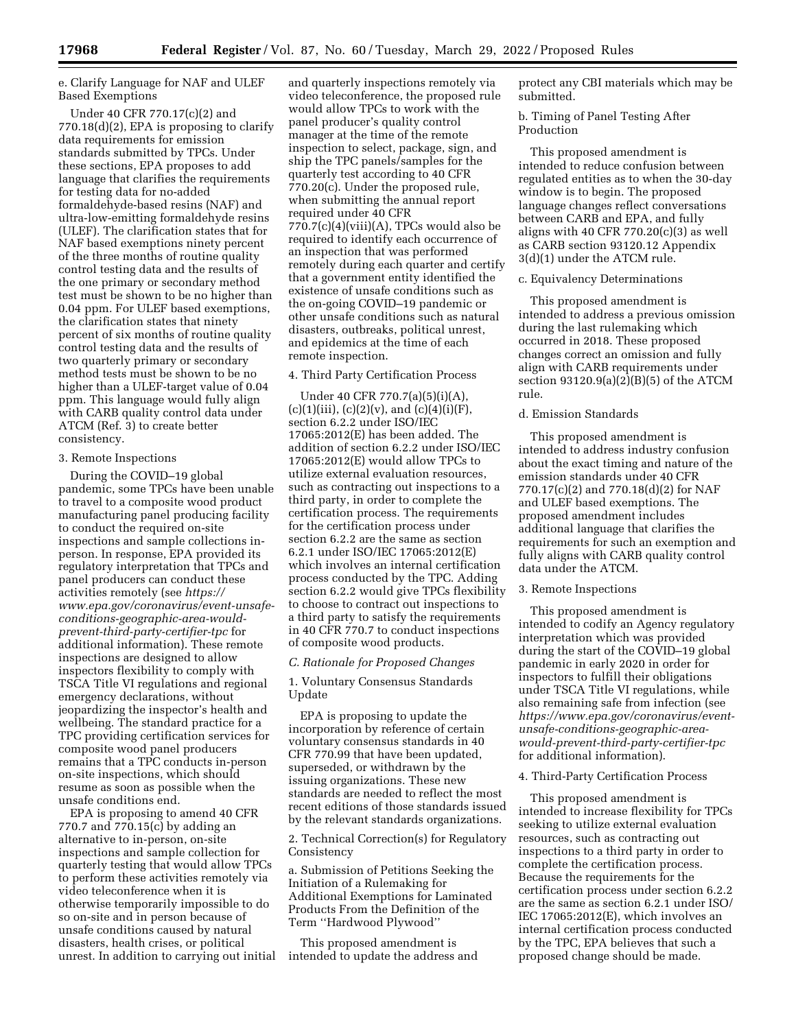e. Clarify Language for NAF and ULEF Based Exemptions

Under 40 CFR 770.17(c)(2) and 770.18(d)(2), EPA is proposing to clarify data requirements for emission standards submitted by TPCs. Under these sections, EPA proposes to add language that clarifies the requirements for testing data for no-added formaldehyde-based resins (NAF) and ultra-low-emitting formaldehyde resins (ULEF). The clarification states that for NAF based exemptions ninety percent of the three months of routine quality control testing data and the results of the one primary or secondary method test must be shown to be no higher than 0.04 ppm. For ULEF based exemptions, the clarification states that ninety percent of six months of routine quality control testing data and the results of two quarterly primary or secondary method tests must be shown to be no higher than a ULEF-target value of 0.04 ppm. This language would fully align with CARB quality control data under ATCM (Ref. 3) to create better consistency.

3. Remote Inspections

During the COVID–19 global pandemic, some TPCs have been unable to travel to a composite wood product manufacturing panel producing facility to conduct the required on-site inspections and sample collections in-person. In response, EPA provided its regulatory interpretation that TPCs and panel producers can conduct these activities remotely (see *https://www.epa.gov/coronavirus/event-unsafe-conditions-geographic-area-would-prevent-third-party-certifier-tpc* for additional information). These remote inspections are designed to allow inspectors flexibility to comply with TSCA Title VI regulations and regional emergency declarations, without jeopardizing the inspector's health and wellbeing. The standard practice for a TPC providing certification services for composite wood panel producers remains that a TPC conducts in-person on-site inspections, which should resume as soon as possible when the unsafe conditions end.

EPA is proposing to amend 40 CFR 770.7 and 770.15(c) by adding an alternative to in-person, on-site inspections and sample collection for quarterly testing that would allow TPCs to perform these activities remotely via video teleconference when it is otherwise temporarily impossible to do so on-site and in person because of unsafe conditions caused by natural disasters, health crises, or political unrest. In addition to carrying out initial and quarterly inspections remotely via video teleconference, the proposed rule would allow TPCs to work with the panel producer's quality control manager at the time of the remote inspection to select, package, sign, and ship the TPC panels/samples for the quarterly test according to 40 CFR 770.20(c). Under the proposed rule, when submitting the annual report required under 40 CFR 770.7(c)(4)(viii)(A), TPCs would also be required to identify each occurrence of an inspection that was performed remotely during each quarter and certify that a government entity identified the existence of unsafe conditions such as the on-going COVID–19 pandemic or other unsafe conditions such as natural disasters, outbreaks, political unrest, and epidemics at the time of each remote inspection.

4. Third Party Certification Process

Under 40 CFR 770.7(a)(5)(i)(A), (c)(1)(iii), (c)(2)(v), and (c)(4)(i)(F), section 6.2.2 under ISO/IEC 17065:2012(E) has been added. The addition of section 6.2.2 under ISO/IEC 17065:2012(E) would allow TPCs to utilize external evaluation resources, such as contracting out inspections to a third party, in order to complete the certification process. The requirements for the certification process under section 6.2.2 are the same as section 6.2.1 under ISO/IEC 17065:2012(E) which involves an internal certification process conducted by the TPC. Adding section 6.2.2 would give TPCs flexibility to choose to contract out inspections to a third party to satisfy the requirements in 40 CFR 770.7 to conduct inspections of composite wood products.

### *C. Rationale for Proposed Changes*

1. Voluntary Consensus Standards Update

EPA is proposing to update the incorporation by reference of certain voluntary consensus standards in 40 CFR 770.99 that have been updated, superseded, or withdrawn by the issuing organizations. These new standards are needed to reflect the most recent editions of those standards issued by the relevant standards organizations.

2. Technical Correction(s) for Regulatory Consistency

a. Submission of Petitions Seeking the Initiation of a Rulemaking for Additional Exemptions for Laminated Products From the Definition of the Term ''Hardwood Plywood''

This proposed amendment is intended to update the address and protect any CBI materials which may be submitted.

b. Timing of Panel Testing After Production

This proposed amendment is intended to reduce confusion between regulated entities as to when the 30-day window is to begin. The proposed language changes reflect conversations between CARB and EPA, and fully aligns with 40 CFR 770.20(c)(3) as well as CARB section 93120.12 Appendix 3(d)(1) under the ATCM rule.

c. Equivalency Determinations

This proposed amendment is intended to address a previous omission during the last rulemaking which occurred in 2018. These proposed changes correct an omission and fully align with CARB requirements under section 93120.9(a)(2)(B)(5) of the ATCM rule.

d. Emission Standards

This proposed amendment is intended to address industry confusion about the exact timing and nature of the emission standards under 40 CFR 770.17(c)(2) and 770.18(d)(2) for NAF and ULEF based exemptions. The proposed amendment includes additional language that clarifies the requirements for such an exemption and fully aligns with CARB quality control data under the ATCM.

3. Remote Inspections

This proposed amendment is intended to codify an Agency regulatory interpretation which was provided during the start of the COVID–19 global pandemic in early 2020 in order for inspectors to fulfill their obligations under TSCA Title VI regulations, while also remaining safe from infection (see *https://www.epa.gov/coronavirus/event-unsafe-conditions-geographic-area-would-prevent-third-party-certifier-tpc* for additional information).

4. Third-Party Certification Process

This proposed amendment is intended to increase flexibility for TPCs seeking to utilize external evaluation resources, such as contracting out inspections to a third party in order to complete the certification process. Because the requirements for the certification process under section 6.2.2 are the same as section 6.2.1 under ISO/IEC 17065:2012(E), which involves an internal certification process conducted by the TPC, EPA believes that such a proposed change should be made.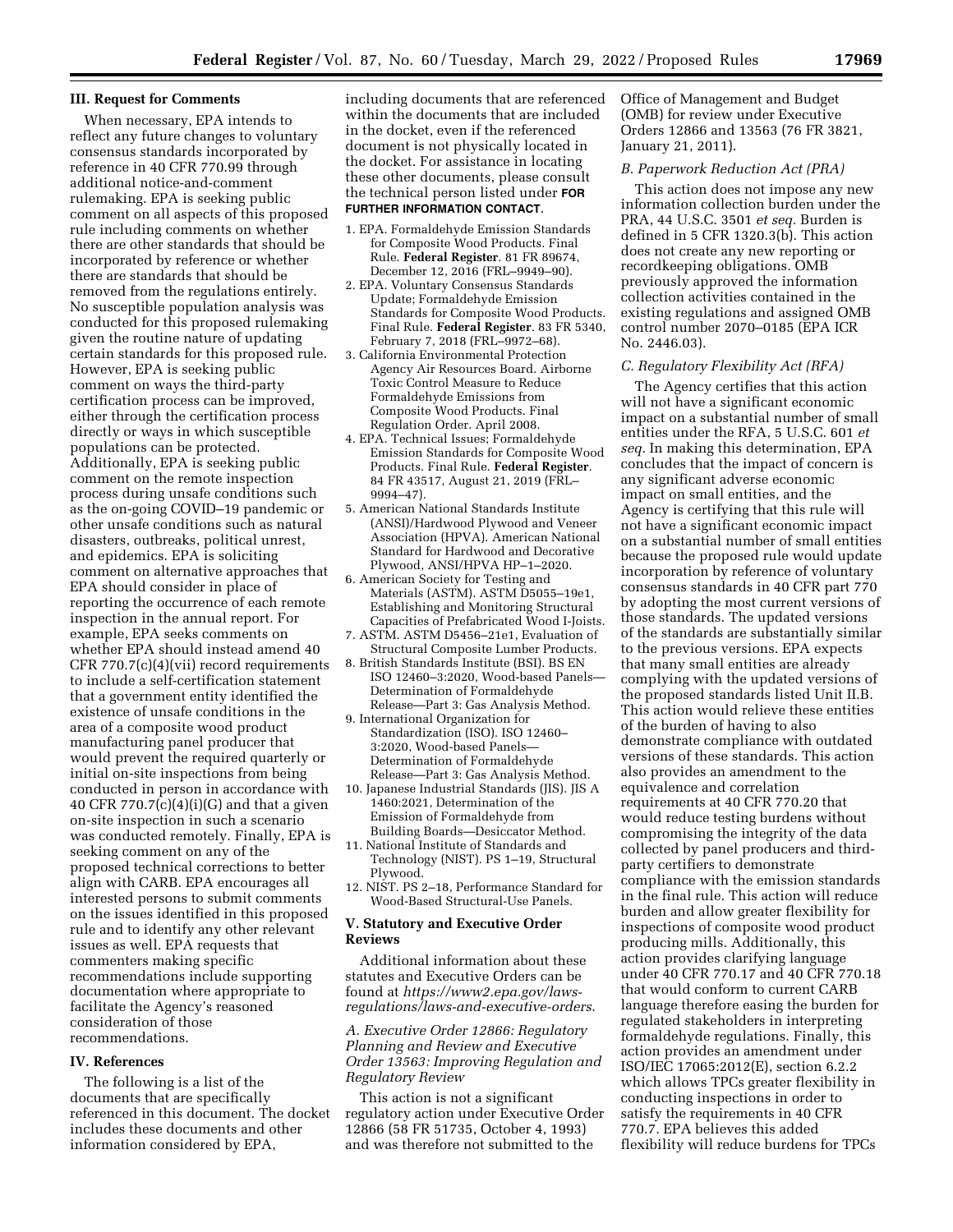### III. Request for Comments

When necessary, EPA intends to reflect any future changes to voluntary consensus standards incorporated by reference in 40 CFR 770.99 through additional notice-and-comment rulemaking. EPA is seeking public comment on all aspects of this proposed rule including comments on whether there are other standards that should be incorporated by reference or whether there are standards that should be removed from the regulations entirely. No susceptible population analysis was conducted for this proposed rulemaking given the routine nature of updating certain standards for this proposed rule. However, EPA is seeking public comment on ways the third-party certification process can be improved, either through the certification process directly or ways in which susceptible populations can be protected. Additionally, EPA is seeking public comment on the remote inspection process during unsafe conditions such as the on-going COVID–19 pandemic or other unsafe conditions such as natural disasters, outbreaks, political unrest, and epidemics. EPA is soliciting comment on alternative approaches that EPA should consider in place of reporting the occurrence of each remote inspection in the annual report. For example, EPA seeks comments on whether EPA should instead amend 40 CFR 770.7(c)(4)(vii) record requirements to include a self-certification statement that a government entity identified the existence of unsafe conditions in the area of a composite wood product manufacturing panel producer that would prevent the required quarterly or initial on-site inspections from being conducted in person in accordance with 40 CFR 770.7(c)(4)(i)(G) and that a given on-site inspection in such a scenario was conducted remotely. Finally, EPA is seeking comment on any of the proposed technical corrections to better align with CARB. EPA encourages all interested persons to submit comments on the issues identified in this proposed rule and to identify any other relevant issues as well. EPA requests that commenters making specific recommendations include supporting documentation where appropriate to facilitate the Agency's reasoned consideration of those recommendations.

### IV. References

The following is a list of the documents that are specifically referenced in this document. The docket includes these documents and other information considered by EPA, including documents that are referenced within the documents that are included in the docket, even if the referenced document is not physically located in the docket. For assistance in locating these other documents, please consult the technical person listed under **FOR FURTHER INFORMATION CONTACT**.

1. EPA. Formaldehyde Emission Standards for Composite Wood Products. Final Rule. **Federal Register**. 81 FR 89674, December 12, 2016 (FRL–9949–90).
2. EPA. Voluntary Consensus Standards Update; Formaldehyde Emission Standards for Composite Wood Products. Final Rule. **Federal Register**. 83 FR 5340, February 7, 2018 (FRL–9972–68).
3. California Environmental Protection Agency Air Resources Board. Airborne Toxic Control Measure to Reduce Formaldehyde Emissions from Composite Wood Products. Final Regulation Order. April 2008.
4. EPA. Technical Issues; Formaldehyde Emission Standards for Composite Wood Products. Final Rule. **Federal Register**. 84 FR 43517, August 21, 2019 (FRL–9994–47).
5. American National Standards Institute (ANSI)/Hardwood Plywood and Veneer Association (HPVA). American National Standard for Hardwood and Decorative Plywood, ANSI/HPVA HP–1–2020.
6. American Society for Testing and Materials (ASTM). ASTM D5055–19e1, Establishing and Monitoring Structural Capacities of Prefabricated Wood I-Joists.
7. ASTM. ASTM D5456–21e1, Evaluation of Structural Composite Lumber Products.
8. British Standards Institute (BSI). BS EN ISO 12460–3:2020, Wood-based Panels—Determination of Formaldehyde Release—Part 3: Gas Analysis Method.
9. International Organization for Standardization (ISO). ISO 12460–3:2020, Wood-based Panels—Determination of Formaldehyde Release—Part 3: Gas Analysis Method.
10. Japanese Industrial Standards (JIS). JIS A 1460:2021, Determination of the Emission of Formaldehyde from Building Boards—Desiccator Method.
11. National Institute of Standards and Technology (NIST). PS 1–19, Structural Plywood.
12. NIST. PS 2–18, Performance Standard for Wood-Based Structural-Use Panels.

### V. Statutory and Executive Order Reviews

Additional information about these statutes and Executive Orders can be found at *https://www2.epa.gov/laws-regulations/laws-and-executive-orders*.

*A. Executive Order 12866: Regulatory Planning and Review and Executive Order 13563: Improving Regulation and Regulatory Review*

This action is not a significant regulatory action under Executive Order 12866 (58 FR 51735, October 4, 1993) and was therefore not submitted to the Office of Management and Budget (OMB) for review under Executive Orders 12866 and 13563 (76 FR 3821, January 21, 2011).

*B. Paperwork Reduction Act (PRA)*

This action does not impose any new information collection burden under the PRA, 44 U.S.C. 3501 *et seq.* Burden is defined in 5 CFR 1320.3(b). This action does not create any new reporting or recordkeeping obligations. OMB previously approved the information collection activities contained in the existing regulations and assigned OMB control number 2070–0185 (EPA ICR No. 2446.03).

*C. Regulatory Flexibility Act (RFA)*

The Agency certifies that this action will not have a significant economic impact on a substantial number of small entities under the RFA, 5 U.S.C. 601 *et seq.* In making this determination, EPA concludes that the impact of concern is any significant adverse economic impact on small entities, and the Agency is certifying that this rule will not have a significant economic impact on a substantial number of small entities because the proposed rule would update incorporation by reference of voluntary consensus standards in 40 CFR part 770 by adopting the most current versions of those standards. The updated versions of the standards are substantially similar to the previous versions. EPA expects that many small entities are already complying with the updated versions of the proposed standards listed Unit II.B. This action would relieve these entities of the burden of having to also demonstrate compliance with outdated versions of these standards. This action also provides an amendment to the equivalence and correlation requirements at 40 CFR 770.20 that would reduce testing burdens without compromising the integrity of the data collected by panel producers and third-party certifiers to demonstrate compliance with the emission standards in the final rule. This action will reduce burden and allow greater flexibility for inspections of composite wood product producing mills. Additionally, this action provides clarifying language under 40 CFR 770.17 and 40 CFR 770.18 that would conform to current CARB language therefore easing the burden for regulated stakeholders in interpreting formaldehyde regulations. Finally, this action provides an amendment under ISO/IEC 17065:2012(E), section 6.2.2 which allows TPCs greater flexibility in conducting inspections in order to satisfy the requirements in 40 CFR 770.7. EPA believes this added flexibility will reduce burdens for TPCs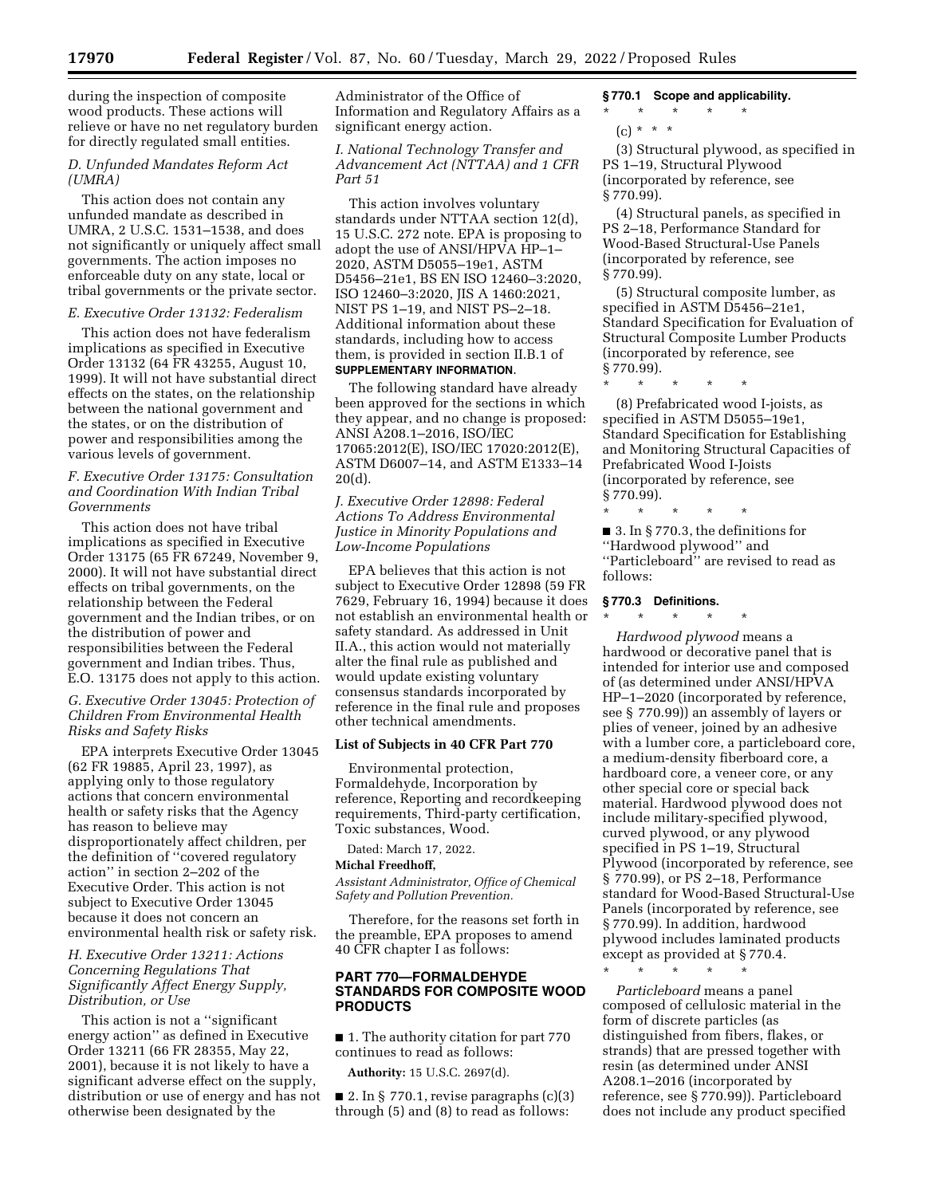during the inspection of composite wood products. These actions will relieve or have no net regulatory burden for directly regulated small entities.

### *D. Unfunded Mandates Reform Act (UMRA)*

This action does not contain any unfunded mandate as described in UMRA, 2 U.S.C. 1531–1538, and does not significantly or uniquely affect small governments. The action imposes no enforceable duty on any state, local or tribal governments or the private sector.

### *E. Executive Order 13132: Federalism*

This action does not have federalism implications as specified in Executive Order 13132 (64 FR 43255, August 10, 1999). It will not have substantial direct effects on the states, on the relationship between the national government and the states, or on the distribution of power and responsibilities among the various levels of government.

### *F. Executive Order 13175: Consultation and Coordination With Indian Tribal Governments*

This action does not have tribal implications as specified in Executive Order 13175 (65 FR 67249, November 9, 2000). It will not have substantial direct effects on tribal governments, on the relationship between the Federal government and the Indian tribes, or on the distribution of power and responsibilities between the Federal government and Indian tribes. Thus, E.O. 13175 does not apply to this action.

### *G. Executive Order 13045: Protection of Children From Environmental Health Risks and Safety Risks*

EPA interprets Executive Order 13045 (62 FR 19885, April 23, 1997), as applying only to those regulatory actions that concern environmental health or safety risks that the Agency has reason to believe may disproportionately affect children, per the definition of "covered regulatory action" in section 2–202 of the Executive Order. This action is not subject to Executive Order 13045 because it does not concern an environmental health risk or safety risk.

### *H. Executive Order 13211: Actions Concerning Regulations That Significantly Affect Energy Supply, Distribution, or Use*

This action is not a "significant energy action" as defined in Executive Order 13211 (66 FR 28355, May 22, 2001), because it is not likely to have a significant adverse effect on the supply, distribution or use of energy and has not otherwise been designated by the Administrator of the Office of Information and Regulatory Affairs as a significant energy action.

### *I. National Technology Transfer and Advancement Act (NTTAA) and 1 CFR Part 51*

This action involves voluntary standards under NTTAA section 12(d), 15 U.S.C. 272 note. EPA is proposing to adopt the use of ANSI/HPVA HP–1–2020, ASTM D5055–19e1, ASTM D5456–21e1, BS EN ISO 12460–3:2020, ISO 12460–3:2020, JIS A 1460:2021, NIST PS 1–19, and NIST PS–2–18. Additional information about these standards, including how to access them, is provided in section II.B.1 of **SUPPLEMENTARY INFORMATION**.

The following standard have already been approved for the sections in which they appear, and no change is proposed: ANSI A208.1–2016, ISO/IEC 17065:2012(E), ISO/IEC 17020:2012(E), ASTM D6007–14, and ASTM E1333–14 20(d).

### *J. Executive Order 12898: Federal Actions To Address Environmental Justice in Minority Populations and Low-Income Populations*

EPA believes that this action is not subject to Executive Order 12898 (59 FR 7629, February 16, 1994) because it does not establish an environmental health or safety standard. As addressed in Unit II.A., this action would not materially alter the final rule as published and would update existing voluntary consensus standards incorporated by reference in the final rule and proposes other technical amendments.

### List of Subjects in 40 CFR Part 770

Environmental protection, Formaldehyde, Incorporation by reference, Reporting and recordkeeping requirements, Third-party certification, Toxic substances, Wood.

Dated: March 17, 2022.

**Michal Freedhoff,**

*Assistant Administrator, Office of Chemical Safety and Pollution Prevention.*

Therefore, for the reasons set forth in the preamble, EPA proposes to amend 40 CFR chapter I as follows:

## PART 770—FORMALDEHYDE STANDARDS FOR COMPOSITE WOOD PRODUCTS

■ 1. The authority citation for part 770 continues to read as follows:

**Authority:** 15 U.S.C. 2697(d).

■ 2. In § 770.1, revise paragraphs (c)(3) through (5) and (8) to read as follows:

### § 770.1 Scope and applicability.

\* \* \* \* \*

(c) \* \* \*

(3) Structural plywood, as specified in PS 1–19, Structural Plywood (incorporated by reference, see § 770.99).

(4) Structural panels, as specified in PS 2–18, Performance Standard for Wood-Based Structural-Use Panels (incorporated by reference, see § 770.99).

(5) Structural composite lumber, as specified in ASTM D5456–21e1, Standard Specification for Evaluation of Structural Composite Lumber Products (incorporated by reference, see § 770.99).

\* \* \* \* \*

(8) Prefabricated wood I-joists, as specified in ASTM D5055–19e1, Standard Specification for Establishing and Monitoring Structural Capacities of Prefabricated Wood I-Joists (incorporated by reference, see § 770.99).

\* \* \* \* \*

■ 3. In § 770.3, the definitions for "Hardwood plywood" and "Particleboard" are revised to read as follows:

### § 770.3 Definitions.

\* \* \* \* \*

*Hardwood plywood* means a hardwood or decorative panel that is intended for interior use and composed of (as determined under ANSI/HPVA HP–1–2020 (incorporated by reference, see § 770.99)) an assembly of layers or plies of veneer, joined by an adhesive with a lumber core, a particleboard core, a medium-density fiberboard core, a hardboard core, a veneer core, or any other special core or special back material. Hardwood plywood does not include military-specified plywood, curved plywood, or any plywood specified in PS 1–19, Structural Plywood (incorporated by reference, see § 770.99), or PS 2–18, Performance standard for Wood-Based Structural-Use Panels (incorporated by reference, see § 770.99). In addition, hardwood plywood includes laminated products except as provided at § 770.4.

\* \* \* \* \*

*Particleboard* means a panel composed of cellulosic material in the form of discrete particles (as distinguished from fibers, flakes, or strands) that are pressed together with resin (as determined under ANSI A208.1–2016 (incorporated by reference, see § 770.99)). Particleboard does not include any product specified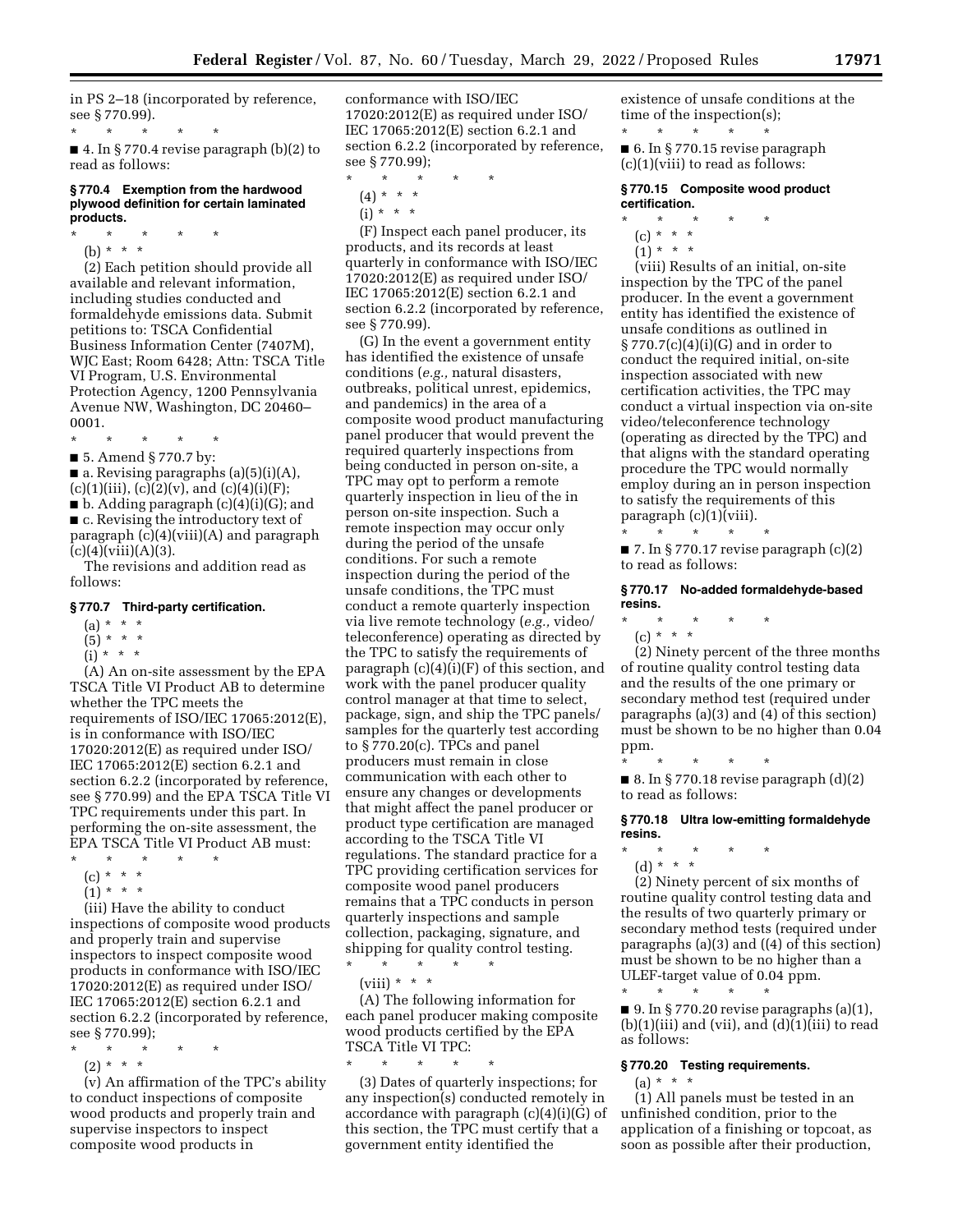in PS 2–18 (incorporated by reference, see § 770.99).

\* \* \* \* \*

■ 4. In § 770.4 revise paragraph (b)(2) to read as follows:

**§ 770.4 Exemption from the hardwood plywood definition for certain laminated products.**

\* \* \* \* \*

(b) \* \* \*

(2) Each petition should provide all available and relevant information, including studies conducted and formaldehyde emissions data. Submit petitions to: TSCA Confidential Business Information Center (7407M), WJC East; Room 6428; Attn: TSCA Title VI Program, U.S. Environmental Protection Agency, 1200 Pennsylvania Avenue NW, Washington, DC 20460–0001.

\* \* \* \* \*

■ 5. Amend § 770.7 by:

■ a. Revising paragraphs (a)(5)(i)(A), (c)(1)(iii), (c)(2)(v), and (c)(4)(i)(F);

■ b. Adding paragraph (c)(4)(i)(G); and

■ c. Revising the introductory text of paragraph (c)(4)(viii)(A) and paragraph (c)(4)(viii)(A)(3).

The revisions and addition read as follows:

**§ 770.7 Third-party certification.**

(a) \* \* \*

(5) \* \* \*

(i) \* \* \*

(A) An on-site assessment by the EPA TSCA Title VI Product AB to determine whether the TPC meets the requirements of ISO/IEC 17065:2012(E), is in conformance with ISO/IEC 17020:2012(E) as required under ISO/IEC 17065:2012(E) section 6.2.1 and section 6.2.2 (incorporated by reference, see § 770.99) and the EPA TSCA Title VI TPC requirements under this part. In performing the on-site assessment, the EPA TSCA Title VI Product AB must:

\* \* \* \* \*

(c) \* \* \*

(1) \* \* \*

(iii) Have the ability to conduct inspections of composite wood products and properly train and supervise inspectors to inspect composite wood products in conformance with ISO/IEC 17020:2012(E) as required under ISO/IEC 17065:2012(E) section 6.2.1 and section 6.2.2 (incorporated by reference, see § 770.99);

\* \* \* \* \*

(2) \* \* \*

(v) An affirmation of the TPC's ability to conduct inspections of composite wood products and properly train and supervise inspectors to inspect composite wood products in conformance with ISO/IEC 17020:2012(E) as required under ISO/IEC 17065:2012(E) section 6.2.1 and section 6.2.2 (incorporated by reference, see § 770.99);

\* \* \* \* \*

(4) \* \* \*

(i) \* \* \*

(F) Inspect each panel producer, its products, and its records at least quarterly in conformance with ISO/IEC 17020:2012(E) as required under ISO/IEC 17065:2012(E) section 6.2.1 and section 6.2.2 (incorporated by reference, see § 770.99).

(G) In the event a government entity has identified the existence of unsafe conditions (*e.g.,* natural disasters, outbreaks, political unrest, epidemics, and pandemics) in the area of a composite wood product manufacturing panel producer that would prevent the required quarterly inspections from being conducted in person on-site, a TPC may opt to perform a remote quarterly inspection in lieu of the in person on-site inspection. Such a remote inspection may occur only during the period of the unsafe conditions. For such a remote inspection during the period of the unsafe conditions, the TPC must conduct a remote quarterly inspection via live remote technology (*e.g.,* video/teleconference) operating as directed by the TPC to satisfy the requirements of paragraph (c)(4)(i)(F) of this section, and work with the panel producer quality control manager at that time to select, package, sign, and ship the TPC panels/samples for the quarterly test according to § 770.20(c). TPCs and panel producers must remain in close communication with each other to ensure any changes or developments that might affect the panel producer or product type certification are managed according to the TSCA Title VI regulations. The standard practice for a TPC providing certification services for composite wood panel producers remains that a TPC conducts in person quarterly inspections and sample collection, packaging, signature, and shipping for quality control testing.

\* \* \* \* \*

(viii) \* \* \*

(A) The following information for each panel producer making composite wood products certified by the EPA TSCA Title VI TPC:

\* \* \* \* \*

(3) Dates of quarterly inspections; for any inspection(s) conducted remotely in accordance with paragraph (c)(4)(i)(G) of this section, the TPC must certify that a government entity identified the existence of unsafe conditions at the time of the inspection(s);

\* \* \* \* \*

■ 6. In § 770.15 revise paragraph (c)(1)(viii) to read as follows:

**§ 770.15 Composite wood product certification.**

\* \* \* \* \*

(c) \* \* \*

(1) \* \* \*

(viii) Results of an initial, on-site inspection by the TPC of the panel producer. In the event a government entity has identified the existence of unsafe conditions as outlined in § 770.7(c)(4)(i)(G) and in order to conduct the required initial, on-site inspection associated with new certification activities, the TPC may conduct a virtual inspection via on-site video/teleconference technology (operating as directed by the TPC) and that aligns with the standard operating procedure the TPC would normally employ during an in person inspection to satisfy the requirements of this paragraph (c)(1)(viii).

\* \* \* \* \*

■ 7. In § 770.17 revise paragraph (c)(2) to read as follows:

**§ 770.17 No-added formaldehyde-based resins.**

\* \* \* \* \*

(c) \* \* \*

(2) Ninety percent of the three months of routine quality control testing data and the results of the one primary or secondary method test (required under paragraphs (a)(3) and (4) of this section) must be shown to be no higher than 0.04 ppm.

\* \* \* \* \*

■ 8. In § 770.18 revise paragraph (d)(2) to read as follows:

**§ 770.18 Ultra low-emitting formaldehyde resins.**

\* \* \* \* \*

(d) \* \* \*

(2) Ninety percent of six months of routine quality control testing data and the results of two quarterly primary or secondary method tests (required under paragraphs (a)(3) and ((4) of this section) must be shown to be no higher than a ULEF-target value of 0.04 ppm.

\* \* \* \* \*

■ 9. In § 770.20 revise paragraphs (a)(1), (b)(1)(iii) and (vii), and (d)(1)(iii) to read as follows:

**§ 770.20 Testing requirements.**

(a) \* \* \*

(1) All panels must be tested in an unfinished condition, prior to the application of a finishing or topcoat, as soon as possible after their production,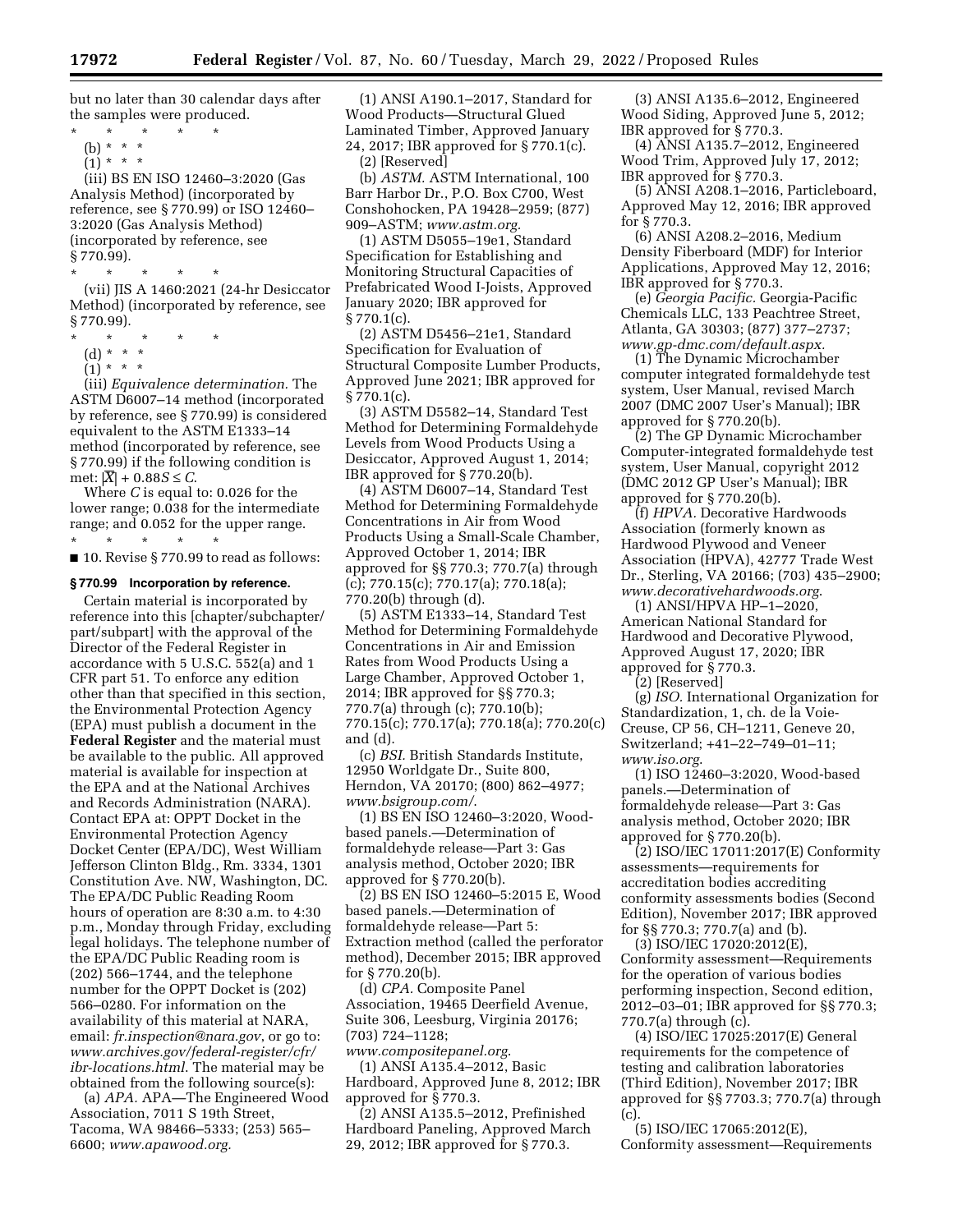but no later than 30 calendar days after the samples were produced.

\* \* \* \* \*

(b) \* \* \*

(1) \* \* \*

(iii) BS EN ISO 12460–3:2020 (Gas Analysis Method) (incorporated by reference, see § 770.99) or ISO 12460–3:2020 (Gas Analysis Method) (incorporated by reference, see § 770.99).

\* \* \* \* \*

(vii) JIS A 1460:2021 (24-hr Desiccator Method) (incorporated by reference, see § 770.99).

\* \* \* \* \*

(d) \* \* \*

(1) \* \* \*

(iii) *Equivalence determination.* The ASTM D6007–14 method (incorporated by reference, see § 770.99) is considered equivalent to the ASTM E1333–14 method (incorporated by reference, see § 770.99) if the following condition is met: $|\bar{X}| + 0.88S \leq C$.

Where $C$ is equal to: 0.026 for the lower range; 0.038 for the intermediate range; and 0.052 for the upper range.

\* \* \* \* \*

■ 10. Revise § 770.99 to read as follows:

### § 770.99 Incorporation by reference.

Certain material is incorporated by reference into this [chapter/subchapter/part/subpart] with the approval of the Director of the Federal Register in accordance with 5 U.S.C. 552(a) and 1 CFR part 51. To enforce any edition other than that specified in this section, the Environmental Protection Agency (EPA) must publish a document in the **Federal Register** and the material must be available to the public. All approved material is available for inspection at the EPA and at the National Archives and Records Administration (NARA). Contact EPA at: OPPT Docket in the Environmental Protection Agency Docket Center (EPA/DC), West William Jefferson Clinton Bldg., Rm. 3334, 1301 Constitution Ave. NW, Washington, DC. The EPA/DC Public Reading Room hours of operation are 8:30 a.m. to 4:30 p.m., Monday through Friday, excluding legal holidays. The telephone number of the EPA/DC Public Reading room is (202) 566–1744, and the telephone number for the OPPT Docket is (202) 566–0280. For information on the availability of this material at NARA, email: *fr.inspection@nara.gov*, or go to: *www.archives.gov/federal-register/cfr/ibr-locations.html*. The material may be obtained from the following source(s):

(a) *APA.* APA—The Engineered Wood Association, 7011 S 19th Street, Tacoma, WA 98466–5333; (253) 565–6600; *www.apawood.org.*

(1) ANSI A190.1–2017, Standard for Wood Products—Structural Glued Laminated Timber, Approved January 24, 2017; IBR approved for § 770.1(c).

(2) [Reserved]

(b) *ASTM.* ASTM International, 100 Barr Harbor Dr., P.O. Box C700, West Conshohocken, PA 19428–2959; (877) 909–ASTM; *www.astm.org.*

(1) ASTM D5055–19e1, Standard Specification for Establishing and Monitoring Structural Capacities of Prefabricated Wood I-Joists, Approved January 2020; IBR approved for § 770.1(c).

(2) ASTM D5456–21e1, Standard Specification for Evaluation of Structural Composite Lumber Products, Approved June 2021; IBR approved for § 770.1(c).

(3) ASTM D5582–14, Standard Test Method for Determining Formaldehyde Levels from Wood Products Using a Desiccator, Approved August 1, 2014; IBR approved for § 770.20(b).

(4) ASTM D6007–14, Standard Test Method for Determining Formaldehyde Concentrations in Air from Wood Products Using a Small-Scale Chamber, Approved October 1, 2014; IBR approved for §§ 770.3; 770.7(a) through (c); 770.15(c); 770.17(a); 770.18(a); 770.20(b) through (d).

(5) ASTM E1333–14, Standard Test Method for Determining Formaldehyde Concentrations in Air and Emission Rates from Wood Products Using a Large Chamber, Approved October 1, 2014; IBR approved for §§ 770.3; 770.7(a) through (c); 770.10(b); 770.15(c); 770.17(a); 770.18(a); 770.20(c) and (d).

(c) *BSI.* British Standards Institute, 12950 Worldgate Dr., Suite 800, Herndon, VA 20170; (800) 862–4977; *www.bsigroup.com/.*

(1) BS EN ISO 12460–3:2020, Wood-based panels.—Determination of formaldehyde release—Part 3: Gas analysis method, October 2020; IBR approved for § 770.20(b).

(2) BS EN ISO 12460–5:2015 E, Wood based panels.—Determination of formaldehyde release—Part 5: Extraction method (called the perforator method), December 2015; IBR approved for § 770.20(b).

(d) *CPA.* Composite Panel Association, 19465 Deerfield Avenue, Suite 306, Leesburg, Virginia 20176; (703) 724–1128; *www.compositepanel.org*.

(1) ANSI A135.4–2012, Basic Hardboard, Approved June 8, 2012; IBR approved for § 770.3.

(2) ANSI A135.5–2012, Prefinished Hardboard Paneling, Approved March 29, 2012; IBR approved for § 770.3.

(3) ANSI A135.6–2012, Engineered Wood Siding, Approved June 5, 2012; IBR approved for § 770.3.

(4) ANSI A135.7–2012, Engineered Wood Trim, Approved July 17, 2012; IBR approved for § 770.3.

(5) ANSI A208.1–2016, Particleboard, Approved May 12, 2016; IBR approved for § 770.3.

(6) ANSI A208.2–2016, Medium Density Fiberboard (MDF) for Interior Applications, Approved May 12, 2016; IBR approved for § 770.3.

(e) *Georgia Pacific.* Georgia-Pacific Chemicals LLC, 133 Peachtree Street, Atlanta, GA 30303; (877) 377–2737; *www.gp-dmc.com/default.aspx.*

(1) The Dynamic Microchamber computer integrated formaldehyde test system, User Manual, revised March 2007 (DMC 2007 User's Manual); IBR approved for § 770.20(b).

(2) The GP Dynamic Microchamber Computer-integrated formaldehyde test system, User Manual, copyright 2012 (DMC 2012 GP User's Manual); IBR approved for § 770.20(b).

(f) *HPVA.* Decorative Hardwoods Association (formerly known as Hardwood Plywood and Veneer Association (HPVA), 42777 Trade West Dr., Sterling, VA 20166; (703) 435–2900; *www.decorativehardwoods.org*.

(1) ANSI/HPVA HP–1–2020, American National Standard for Hardwood and Decorative Plywood, Approved August 17, 2020; IBR approved for § 770.3.

(2) [Reserved]

(g) *ISO.* International Organization for Standardization, 1, ch. de la Voie-Creuse, CP 56, CH–1211, Geneve 20, Switzerland; +41–22–749–01–11; *www.iso.org*.

(1) ISO 12460–3:2020, Wood-based panels.—Determination of formaldehyde release—Part 3: Gas analysis method, October 2020; IBR approved for § 770.20(b).

(2) ISO/IEC 17011:2017(E) Conformity assessments—requirements for accreditation bodies accrediting conformity assessments bodies (Second Edition), November 2017; IBR approved for §§ 770.3; 770.7(a) and (b).

(3) ISO/IEC 17020:2012(E), Conformity assessment—Requirements for the operation of various bodies performing inspection, Second edition, 2012–03–01; IBR approved for §§ 770.3; 770.7(a) through (c).

(4) ISO/IEC 17025:2017(E) General requirements for the competence of testing and calibration laboratories (Third Edition), November 2017; IBR approved for §§ 7703.3; 770.7(a) through (c).

(5) ISO/IEC 17065:2012(E), Conformity assessment—Requirements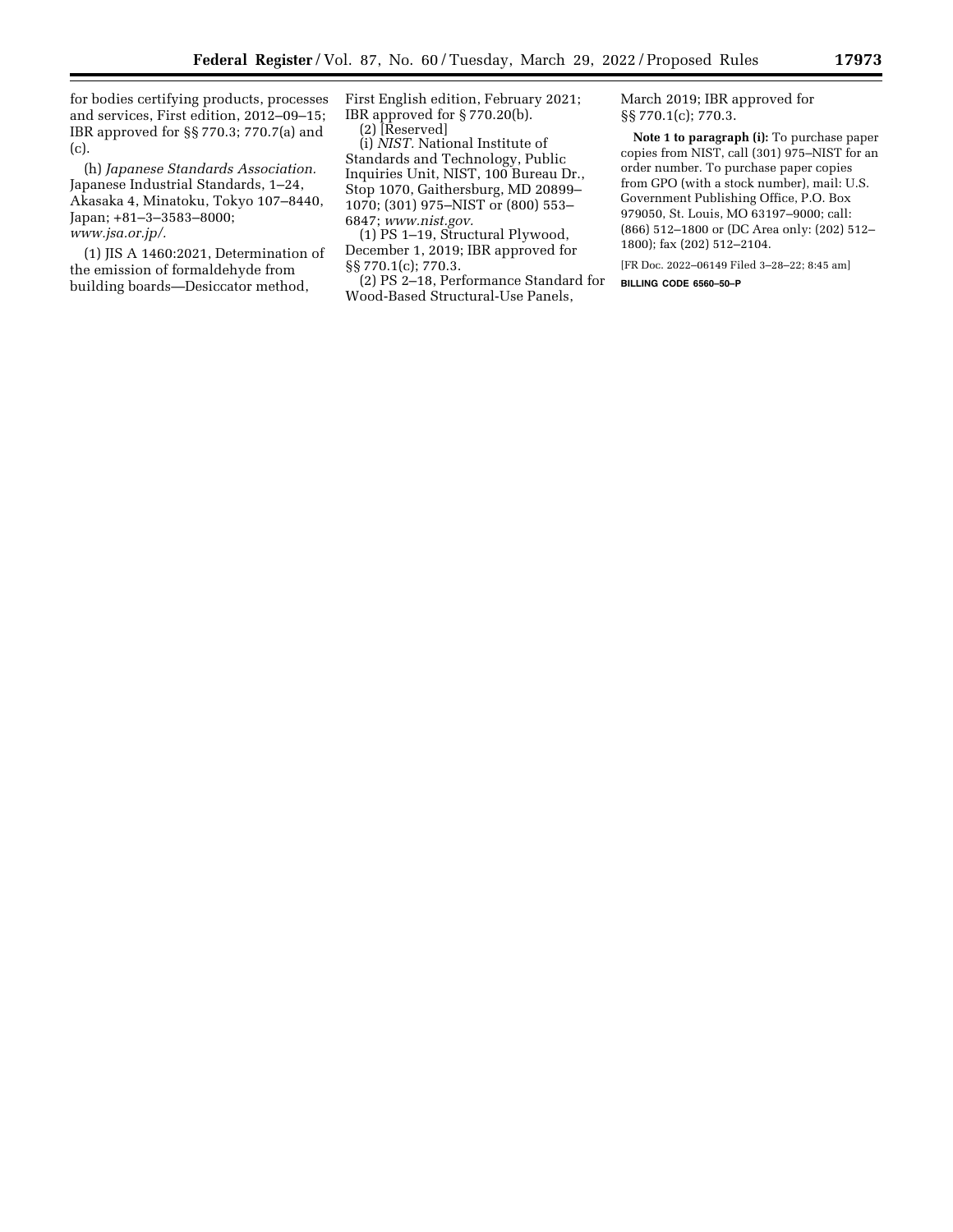for bodies certifying products, processes and services, First edition, 2012–09–15; IBR approved for §§ 770.3; 770.7(a) and (c).

(h) *Japanese Standards Association.* Japanese Industrial Standards, 1–24, Akasaka 4, Minatoku, Tokyo 107–8440, Japan; +81–3–3583–8000; *www.jsa.or.jp/.*

(1) JIS A 1460:2021, Determination of the emission of formaldehyde from building boards—Desiccator method, First English edition, February 2021; IBR approved for § 770.20(b).

(2) [Reserved]

(i) *NIST.* National Institute of Standards and Technology, Public Inquiries Unit, NIST, 100 Bureau Dr., Stop 1070, Gaithersburg, MD 20899–1070; (301) 975–NIST or (800) 553–6847; *www.nist.gov.*

(1) PS 1–19, Structural Plywood, December 1, 2019; IBR approved for §§ 770.1(c); 770.3.

(2) PS 2–18, Performance Standard for Wood-Based Structural-Use Panels, March 2019; IBR approved for §§ 770.1(c); 770.3.

**Note 1 to paragraph (i):** To purchase paper copies from NIST, call (301) 975–NIST for an order number. To purchase paper copies from GPO (with a stock number), mail: U.S. Government Publishing Office, P.O. Box 979050, St. Louis, MO 63197–9000; call: (866) 512–1800 or (DC Area only: (202) 512–1800); fax (202) 512–2104.

[FR Doc. 2022–06149 Filed 3–28–22; 8:45 am]

**BILLING CODE 6560–50–P**